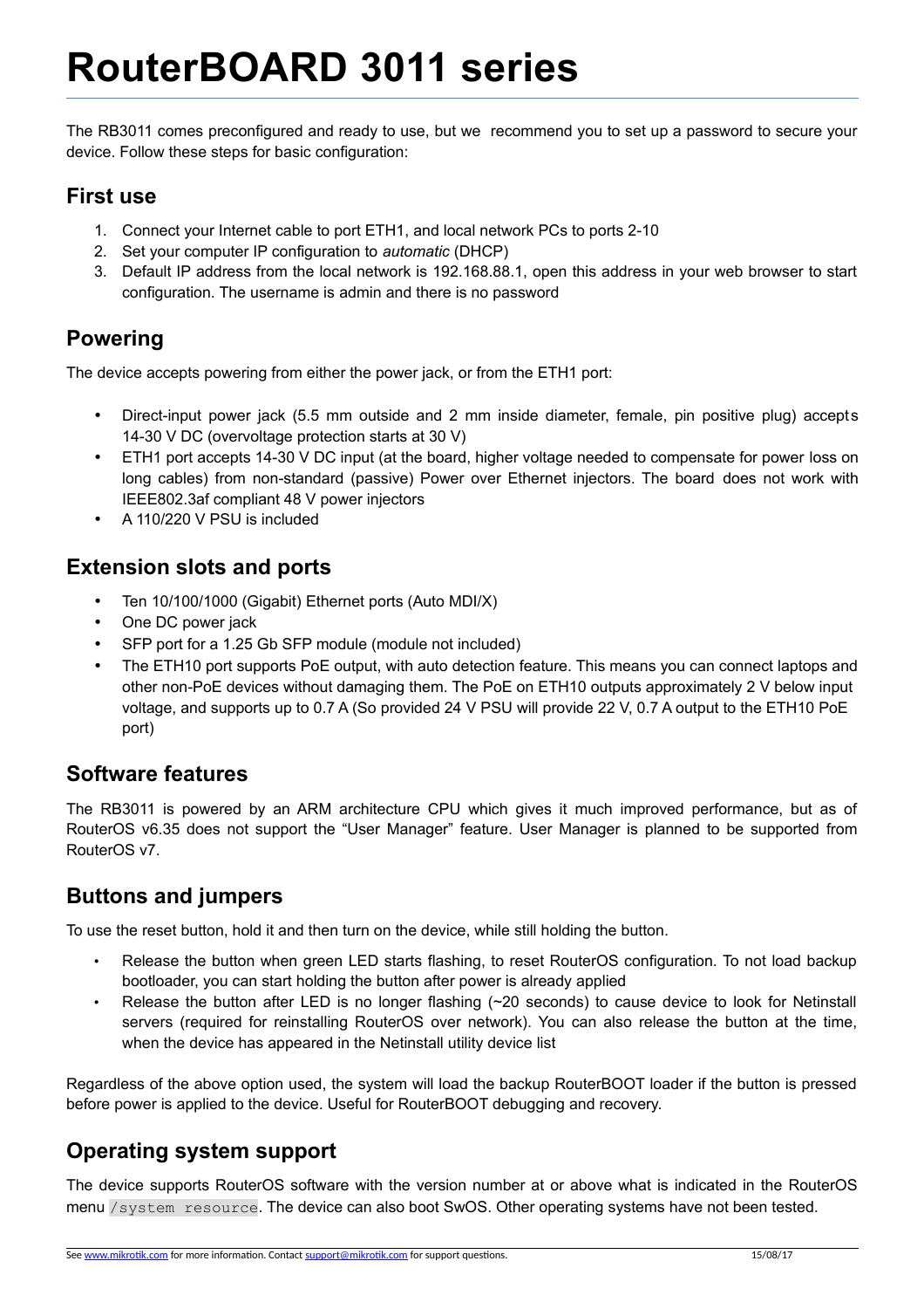# RouterBOARD 3011 series

The RB3011 comes preconfigured and ready to use, but we recommend you to set up a password to secure your device. Follow these steps for basic configuration:

## First use

1. Connect your Internet cable to port ETH1, and local network PCs to ports 2-10
2. Set your computer IP configuration to *automatic* (DHCP)
3. Default IP address from the local network is 192.168.88.1, open this address in your web browser to start configuration. The username is admin and there is no password

## Powering

The device accepts powering from either the power jack, or from the ETH1 port:

- Direct-input power jack (5.5 mm outside and 2 mm inside diameter, female, pin positive plug) accepts 14-30 V DC (overvoltage protection starts at 30 V)
- ETH1 port accepts 14-30 V DC input (at the board, higher voltage needed to compensate for power loss on long cables) from non-standard (passive) Power over Ethernet injectors. The board does not work with IEEE802.3af compliant 48 V power injectors
- A 110/220 V PSU is included

## Extension slots and ports

- Ten 10/100/1000 (Gigabit) Ethernet ports (Auto MDI/X)
- One DC power jack
- SFP port for a 1.25 Gb SFP module (module not included)
- The ETH10 port supports PoE output, with auto detection feature. This means you can connect laptops and other non-PoE devices without damaging them. The PoE on ETH10 outputs approximately 2 V below input voltage, and supports up to 0.7 A (So provided 24 V PSU will provide 22 V, 0.7 A output to the ETH10 PoE port)

## Software features

The RB3011 is powered by an ARM architecture CPU which gives it much improved performance, but as of RouterOS v6.35 does not support the "User Manager" feature. User Manager is planned to be supported from RouterOS v7.

## Buttons and jumpers

To use the reset button, hold it and then turn on the device, while still holding the button.

- Release the button when green LED starts flashing, to reset RouterOS configuration. To not load backup bootloader, you can start holding the button after power is already applied
- Release the button after LED is no longer flashing (~20 seconds) to cause device to look for Netinstall servers (required for reinstalling RouterOS over network). You can also release the button at the time, when the device has appeared in the Netinstall utility device list

Regardless of the above option used, the system will load the backup RouterBOOT loader if the button is pressed before power is applied to the device. Useful for RouterBOOT debugging and recovery.

## Operating system support

The device supports RouterOS software with the version number at or above what is indicated in the RouterOS menu `/system resource`. The device can also boot SwOS. Other operating systems have not been tested.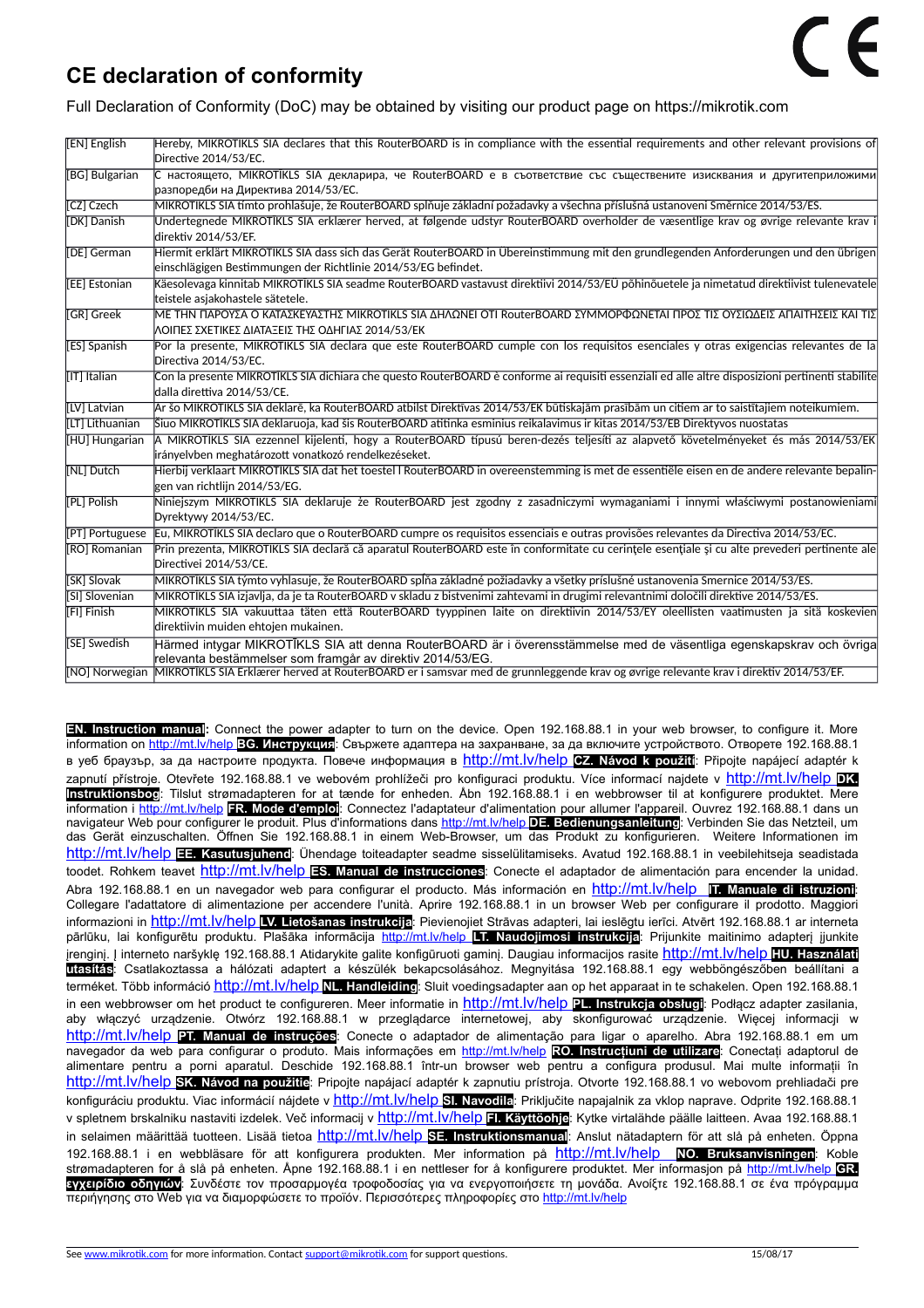# CE declaration of conformity

Full Declaration of Conformity (DoC) may be obtained by visiting our product page on https://mikrotik.com

| | |
|---|---|
| [EN] English | Hereby, MIKROTIKLS SIA declares that this RouterBOARD is in compliance with the essential requirements and other relevant provisions of Directive 2014/53/EC. |
| [BG] Bulgarian | С настоящето, MIKROTIKLS SIA декларира, че RouterBOARD е в съответствие със съществените изисквания и другитеприложими разпоредби на Директива 2014/53/EC. |
| [CZ] Czech | MIKROTIKLS SIA tímto prohlašuje, že RouterBOARD splňuje základní požadavky a všechna příslušná ustanoveni Směrnice 2014/53/ES. |
| [DK] Danish | Undertegnede MIKROTIKLS SIA erklærer herved, at følgende udstyr RouterBOARD overholder de væsentlige krav og øvrige relevante krav i direktiv 2014/53/EF. |
| [DE] German | Hiermit erklärt MIKROTIKLS SIA dass sich das Gerät RouterBOARD in Übereinstimmung mit den grundlegenden Anforderungen und den übrigen einschlägigen Bestimmungen der Richtlinie 2014/53/EG befindet. |
| [EE] Estonian | Käesolevaga kinnitab MIKROTIKLS SIA seadme RouterBOARD vastavust direktiivi 2014/53/EÜ põhinõuetele ja nimetatud direktiivist tulenevatele teistele asjakohastele sätetele. |
| [GR] Greek | ΜΕ ΤΗΝ ΠΑΡΟΥΣΑ Ο ΚΑΤΑΣΚΕΥΑΣΤΗΣ MIKROTIKLS SIA ΔΗΛΩΝΕΙ ΟΤΙ RouterBOARD ΣΥΜΜΟΡΦΩΝΕΤΑΙ ΠΡΟΣ ΤΙΣ ΟΥΣΙΩΔΕΙΣ ΑΠΑΙΤΗΣΕΙΣ ΚΑΙ ΤΙΣ ΛΟΙΠΕΣ ΣΧΕΤΙΚΕΣ ΔΙΑΤΑΞΕΙΣ ΤΗΣ ΟΔΗΓΙΑΣ 2014/53/ΕΚ |
| [ES] Spanish | Por la presente, MIKROTIKLS SIA declara que este RouterBOARD cumple con los requisitos esenciales y otras exigencias relevantes de la Directiva 2014/53/EC. |
| [IT] Italian | Con la presente MIKROTIKLS SIA dichiara che questo RouterBOARD è conforme ai requisiti essenziali ed alle altre disposizioni pertinenti stabilite dalla direttiva 2014/53/CE. |
| [LV] Latvian | Ar šo MIKROTIKLS SIA deklarē, ka RouterBOARD atbilst Direktīvas 2014/53/EK būtiskajām prasībām un citiem ar to saistītajiem noteikumiem. |
| [LT] Lithuanian | Šiuo MIKROTIKLS SIA deklaruoja, kad šis RouterBOARD atitinka esminius reikalavimus ir kitas 2014/53/EB Direktyvos nuostatas |
| [HU] Hungarian | A MIKROTIKLS SIA ezennel kijelenti, hogy a RouterBOARD típusú beren-dezés teljesíti az alapvető követelményeket és más 2014/53/EK irányelvben meghatározott vonatkozó rendelkezéseket. |
| [NL] Dutch | Hierbij verklaart MIKROTIKLS SIA dat het toestel l RouterBOARD in overeenstemming is met de essentiële eisen en de andere relevante bepalingen van richtlijn 2014/53/EG. |
| [PL] Polish | Niniejszym MIKROTIKLS SIA deklaruje że RouterBOARD jest zgodny z zasadniczymi wymaganiami i innymi właściwymi postanowieniami Dyrektywy 2014/53/EC. |
| [PT] Portuguese | Eu, MIKROTIKLS SIA declaro que o RouterBOARD cumpre os requisitos essenciais e outras provisões relevantes da Directiva 2014/53/EC. |
| [RO] Romanian | Prin prezenta, MIKROTIKLS SIA declară că aparatul RouterBOARD este în conformitate cu cerinţele esenţiale şi cu alte prevederi pertinente ale Directivei 2014/53/CE. |
| [SK] Slovak | MIKROTIKLS SIA týmto vyhlasuje, že RouterBOARD spĺňa základné požiadavky a všetky príslušné ustanovenia Smernice 2014/53/ES. |
| [SI] Slovenian | MIKROTIKLS SIA izjavlja, da je ta RouterBOARD v skladu z bistvenimi zahtevami in drugimi relevantnimi določili direktive 2014/53/ES. |
| [FI] Finish | MIKROTIKLS SIA vakuuttaa täten että RouterBOARD tyyppinen laite on direktiivin 2014/53/EY oleellisten vaatimusten ja sitä koskevien direktiivin muiden ehtojen mukainen. |
| [SE] Swedish | Härmed intygar MIKROTIKLS SIA att denna RouterBOARD är i överensstämmelse med de väsentliga egenskapskrav och övriga relevanta bestämmelser som framgår av direktiv 2014/53/EG. |
| [NO] Norwegian | MIKROTIKLS SIA Erklærer herved at RouterBOARD er i samsvar med de grunnleggende krav og øvrige relevante krav i direktiv 2014/53/EF. |

**EN. Instruction manual:** Connect the power adapter to turn on the device. Open 192.168.88.1 in your web browser, to configure it. More information on http://mt.lv/help **BG. Инструкция**: Свържете адаптера на захранване, за да включите устройството. Отворете 192.168.88.1 в уеб браузър, за да настроите продукта. Повече информация в http://mt.lv/help **CZ. Návod k použití**: Připojte napájecí adaptér k zapnutí přístroje. Otevřete 192.168.88.1 ve webovém prohlížeči pro konfiguraci produktu. Více informací najdete v http://mt.lv/help **DK. Instruktionsbog**: Tilslut strømadapteren for at tænde for enheden. Åbn 192.168.88.1 i en webbrowser til at konfigurere produktet. Mere information i http://mt.lv/help **FR. Mode d'emploi**: Connectez l'adaptateur d'alimentation pour allumer l'appareil. Ouvrez 192.168.88.1 dans un navigateur Web pour configurer le produit. Plus d'informations dans http://mt.lv/help **DE. Bedienungsanleitung**: Verbinden Sie das Netzteil, um das Gerät einzuschalten. Öffnen Sie 192.168.88.1 in einem Web-Browser, um das Produkt zu konfigurieren. Weitere Informationen im http://mt.lv/help **EE. Kasutusjuhend**: Ühendage toiteadapter seadme sisselülitamiseks. Avatud 192.168.88.1 in veebilehitseja seadistada toodet. Rohkem teavet http://mt.lv/help **ES. Manual de instrucciones**: Conecte el adaptador de alimentación para encender la unidad. Abra 192.168.88.1 en un navegador web para configurar el producto. Más información en http://mt.lv/help **IT. Manuale di istruzioni**: Collegare l'adattatore di alimentazione per accendere l'unità. Aprire 192.168.88.1 in un browser Web per configurare il prodotto. Maggiori informazioni in http://mt.lv/help **LV. Lietošanas instrukcija**: Pievienojiet Strāvas adapteri, lai ieslēgtu ierīci. Atvērt 192.168.88.1 ar interneta pārlūku, lai konfigurētu produktu. Plašāka informācija http://mt.lv/help **LT. Naudojimosi instrukcija**: Prijunkite maitinimo adapterį įjunkite įrenginį. Į interneto naršyklę 192.168.88.1 Atidarykite galite konfigūruoti gaminį. Daugiau informacijos rasite http://mt.lv/help **HU. Használati utasítás**: Csatlakoztassa a hálózati adaptert a készülék bekapcsolásához. Megnyitása 192.168.88.1 egy webböngészőben beállítani a terméket. Több információ http://mt.lv/help **NL. Handleiding**: Sluit voedingsadapter aan op het apparaat in te schakelen. Open 192.168.88.1 in een webbrowser om het product te configureren. Meer informatie in http://mt.lv/help **PL. Instrukcja obsługi**: Podłącz adapter zasilania, aby włączyć urządzenie. Otwórz 192.168.88.1 w przeglądarce internetowej, aby skonfigurować urządzenie. Więcej informacji w http://mt.lv/help **PT. Manual de instruções**: Conecte o adaptador de alimentação para ligar o aparelho. Abra 192.168.88.1 em um navegador da web para configurar o produto. Mais informações em http://mt.lv/help **RO. Instrucţiuni de utilizare**: Conectaţi adaptorul de alimentare pentru a porni aparatul. Deschide 192.168.88.1 într-un browser web pentru a configura produsul. Mai multe informaţii în http://mt.lv/help **SK. Návod na použitie**: Pripojte napájací adaptér k zapnutiu prístroja. Otvorte 192.168.88.1 vo webovom prehliadači pre konfiguráciu produktu. Viac informácií nájdete v http://mt.lv/help **SI. Navodila**: Priključite napajalnik za vklop naprave. Odprite 192.168.88.1 v spletnem brskalniku nastaviti izdelek. Več informacij v http://mt.lv/help **FI. Käyttöohje**: Kytke virtalähde päälle laitteen. Avaa 192.168.88.1 in selaimen määrittää tuotteen. Lisää tietoa http://mt.lv/help **SE. Instruktionsmanual**: Anslut nätadaptern för att slå på enheten. Öppna 192.168.88.1 i en webbläsare för att konfigurera produkten. Mer information på http://mt.lv/help **NO. Bruksanvisningen**: Koble strømadapteren for å slå på enheten. Åpne 192.168.88.1 i en nettleser for å konfigurere produktet. Mer informasjon på http://mt.lv/help **GR. εγχειρίδιο οδηγιών**: Συνδέστε τον προσαρμογέα τροφοδοσίας για να ενεργοποιήσετε τη μονάδα. Ανοίξτε 192.168.88.1 σε ένα πρόγραμμα περιήγησης στο Web για να διαμορφώσετε το προϊόν. Περισσότερες πληροφορίες στο http://mt.lv/help

See www.mikrotik.com for more information. Contact support@mikrotik.com for support questions. 15/08/17